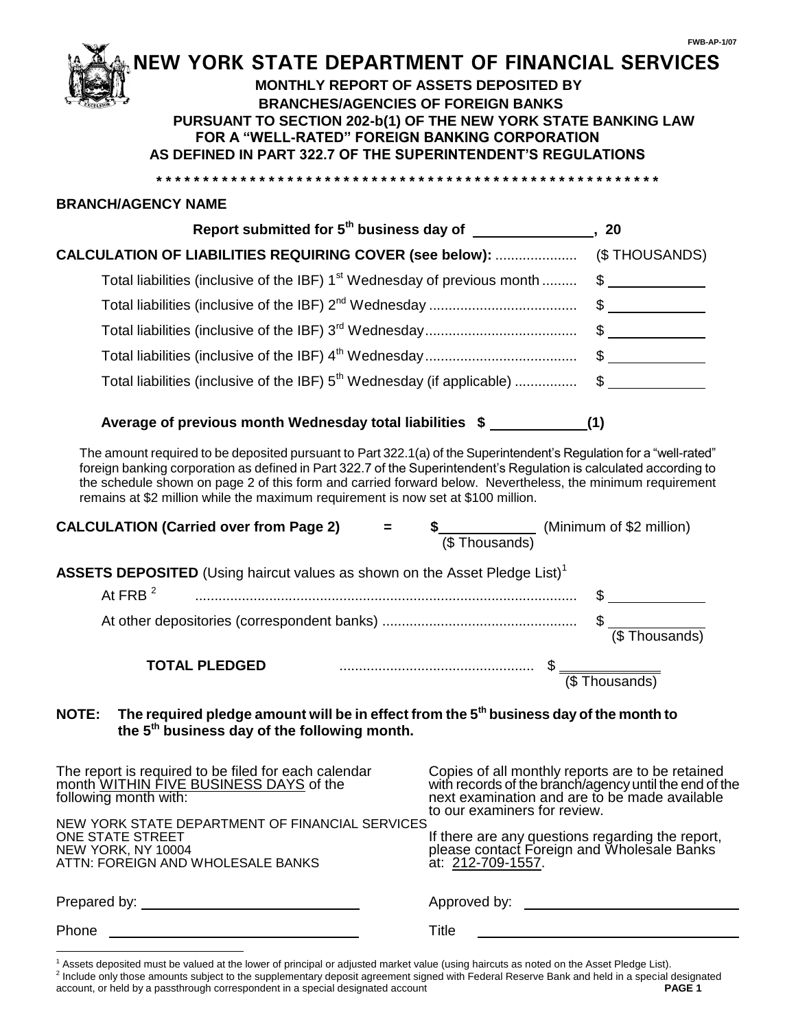FWB-AP-1/07

# NEW YORK STATE DEPARTMENT OF FINANCIAL SERVICES

## MONTHLY REPORT OF ASSETS DEPOSITED BY BRANCHES/AGENCIES OF FOREIGN BANKS PURSUANT TO SECTION 202-b(1) OF THE NEW YORK STATE BANKING LAW FOR A "WELL-RATED" FOREIGN BANKING CORPORATION AS DEFINED IN PART 322.7 OF THE SUPERINTENDENT'S REGULATIONS

*******************************************************

**BRANCH/AGENCY NAME**

**Report submitted for 5th business day of ________________, 20**

**CALCULATION OF LIABILITIES REQUIRING COVER (see below):** .................... (\$ THOUSANDS)

| | |
|---|---|
| Total liabilities (inclusive of the IBF) 1st Wednesday of previous month | \$ ____________ |
| Total liabilities (inclusive of the IBF) 2nd Wednesday | \$ ____________ |
| Total liabilities (inclusive of the IBF) 3rd Wednesday | \$ ____________ |
| Total liabilities (inclusive of the IBF) 4th Wednesday | \$ ____________ |
| Total liabilities (inclusive of the IBF) 5th Wednesday (if applicable) | \$ ____________ |

**Average of previous month Wednesday total liabilities \$ ____________(1)**

The amount required to be deposited pursuant to Part 322.1(a) of the Superintendent's Regulation for a "well-rated" foreign banking corporation as defined in Part 322.7 of the Superintendent's Regulation is calculated according to the schedule shown on page 2 of this form and carried forward below. Nevertheless, the minimum requirement remains at \$2 million while the maximum requirement is now set at \$100 million.

**CALCULATION (Carried over from Page 2) = \$____________** (\$ Thousands) (Minimum of \$2 million)

**ASSETS DEPOSITED** (Using haircut values as shown on the Asset Pledge List)[1]

| | |
|---|---|
| At FRB [2] | \$ ____________ |
| At other depositories (correspondent banks) | \$ ____________ (\$ Thousands) |
| **TOTAL PLEDGED** | \$ ____________ (\$ Thousands) |

**NOTE: The required pledge amount will be in effect from the 5th business day of the month to the 5th business day of the following month.**

The report is required to be filed for each calendar month WITHIN FIVE BUSINESS DAYS of the following month with:

NEW YORK STATE DEPARTMENT OF FINANCIAL SERVICES
ONE STATE STREET
NEW YORK, NY 10004
ATTN: FOREIGN AND WHOLESALE BANKS

Copies of all monthly reports are to be retained with records of the branch/agency until the end of the next examination and are to be made available to our examiners for review.

If there are any questions regarding the report, please contact Foreign and Wholesale Banks at: 212-709-1557.

Prepared by: ______________________________

Phone ______________________________

Approved by: ______________________________

Title ______________________________

[1] Assets deposited must be valued at the lower of principal or adjusted market value (using haircuts as noted on the Asset Pledge List).

[2] Include only those amounts subject to the supplementary deposit agreement signed with Federal Reserve Bank and held in a special designated account, or held by a passthrough correspondent in a special designated account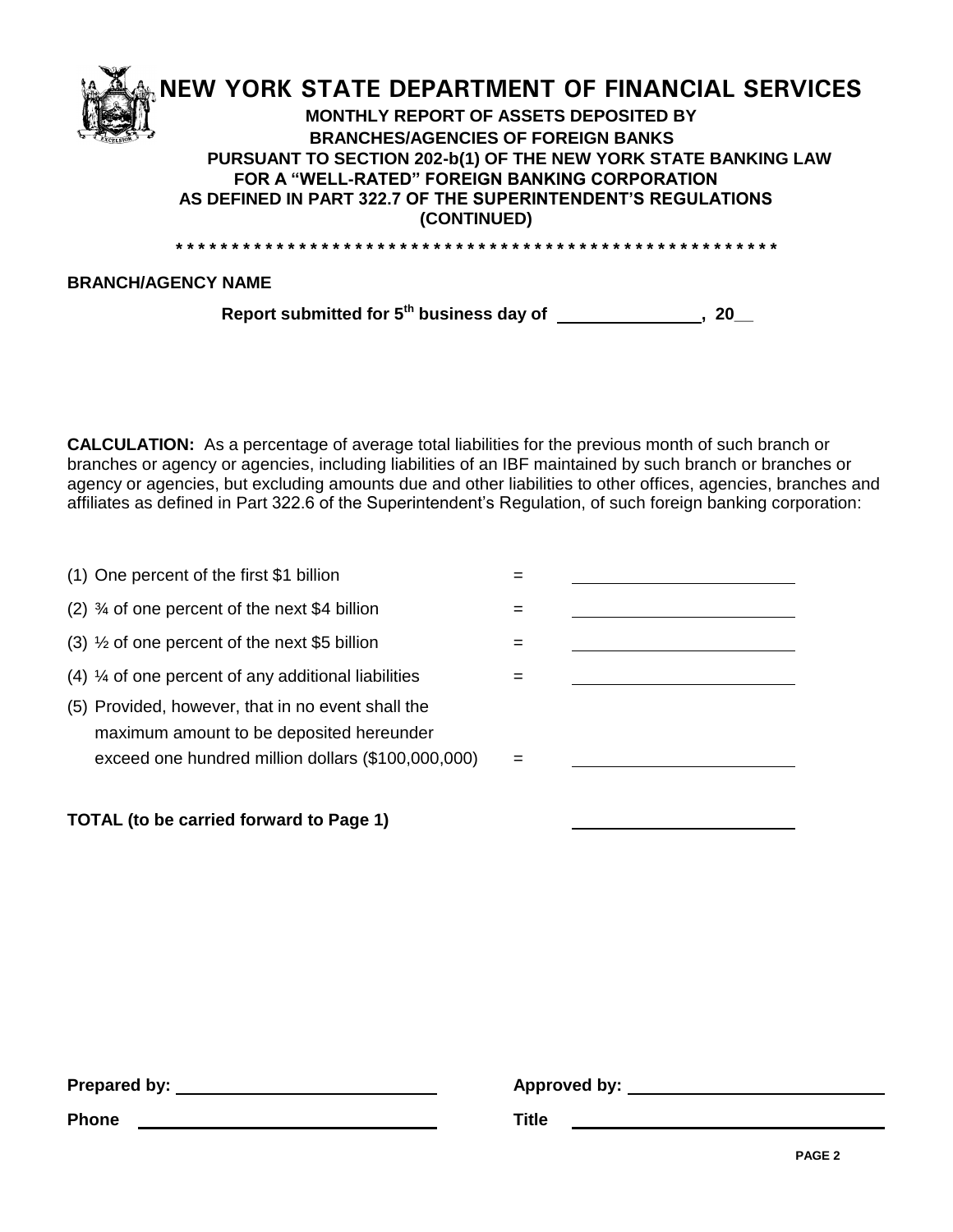# NEW YORK STATE DEPARTMENT OF FINANCIAL SERVICES

**MONTHLY REPORT OF ASSETS DEPOSITED BY BRANCHES/AGENCIES OF FOREIGN BANKS PURSUANT TO SECTION 202-b(1) OF THE NEW YORK STATE BANKING LAW FOR A "WELL-RATED" FOREIGN BANKING CORPORATION AS DEFINED IN PART 322.7 OF THE SUPERINTENDENT'S REGULATIONS (CONTINUED)**

\* \* \* \* \* \* \* \* \* \* \* \* \* \* \* \* \* \* \* \* \* \* \* \* \* \* \* \* \* \* \* \* \* \* \* \* \* \* \* \* \* \* \* \* \* \* \* \* \* \* \* \* \* \* \* \*

**BRANCH/AGENCY NAME**

**Report submitted for 5th business day of \_\_\_\_\_\_\_\_\_\_\_\_\_\_, 20\_\_**

**CALCULATION:** As a percentage of average total liabilities for the previous month of such branch or branches or agency or agencies, including liabilities of an IBF maintained by such branch or branches or agency or agencies, but excluding amounts due and other liabilities to other offices, agencies, branches and affiliates as defined in Part 322.6 of the Superintendent's Regulation, of such foreign banking corporation:

| | | |
|---|---|---|
| (1) One percent of the first $1 billion | = | \_\_\_\_\_\_\_\_\_\_\_\_\_\_\_\_ |
| (2) ¾ of one percent of the next $4 billion | = | \_\_\_\_\_\_\_\_\_\_\_\_\_\_\_\_ |
| (3) ½ of one percent of the next $5 billion | = | \_\_\_\_\_\_\_\_\_\_\_\_\_\_\_\_ |
| (4) ¼ of one percent of any additional liabilities | = | \_\_\_\_\_\_\_\_\_\_\_\_\_\_\_\_ |
| (5) Provided, however, that in no event shall the maximum amount to be deposited hereunder exceed one hundred million dollars ($100,000,000) | = | \_\_\_\_\_\_\_\_\_\_\_\_\_\_\_\_ |

**TOTAL (to be carried forward to Page 1)** \_\_\_\_\_\_\_\_\_\_\_\_\_\_\_\_

**Prepared by:** \_\_\_\_\_\_\_\_\_\_\_\_\_\_\_\_\_\_\_\_ **Approved by:** \_\_\_\_\_\_\_\_\_\_\_\_\_\_\_\_\_\_\_\_

**Phone** \_\_\_\_\_\_\_\_\_\_\_\_\_\_\_\_\_\_\_\_ **Title** \_\_\_\_\_\_\_\_\_\_\_\_\_\_\_\_\_\_\_\_